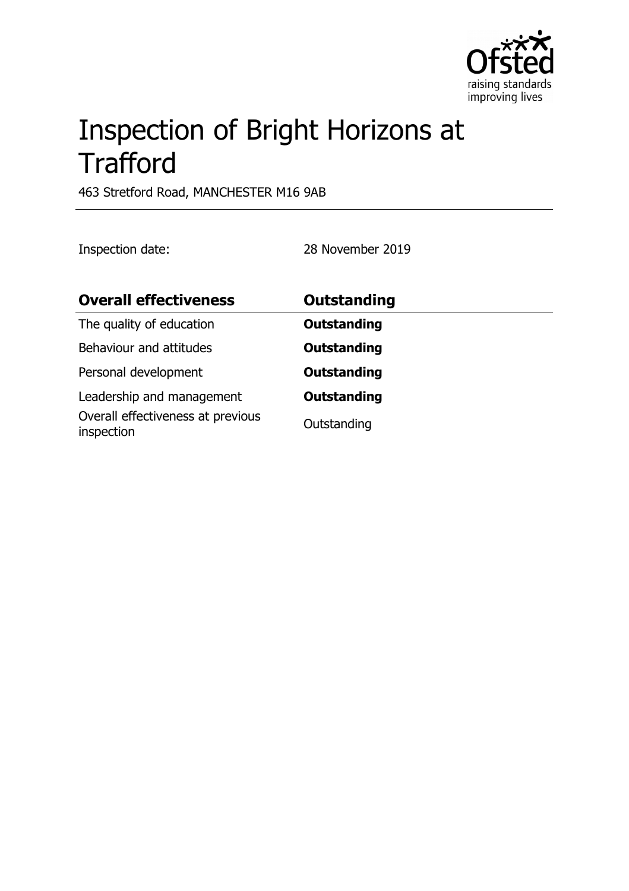# Inspection of Bright Horizons at Trafford

463 Stretford Road, MANCHESTER M16 9AB

Inspection date: 28 November 2019

| **Overall effectiveness** | **Outstanding** |
| --- | --- |
| The quality of education | **Outstanding** |
| Behaviour and attitudes | **Outstanding** |
| Personal development | **Outstanding** |
| Leadership and management | **Outstanding** |
| Overall effectiveness at previous inspection | Outstanding |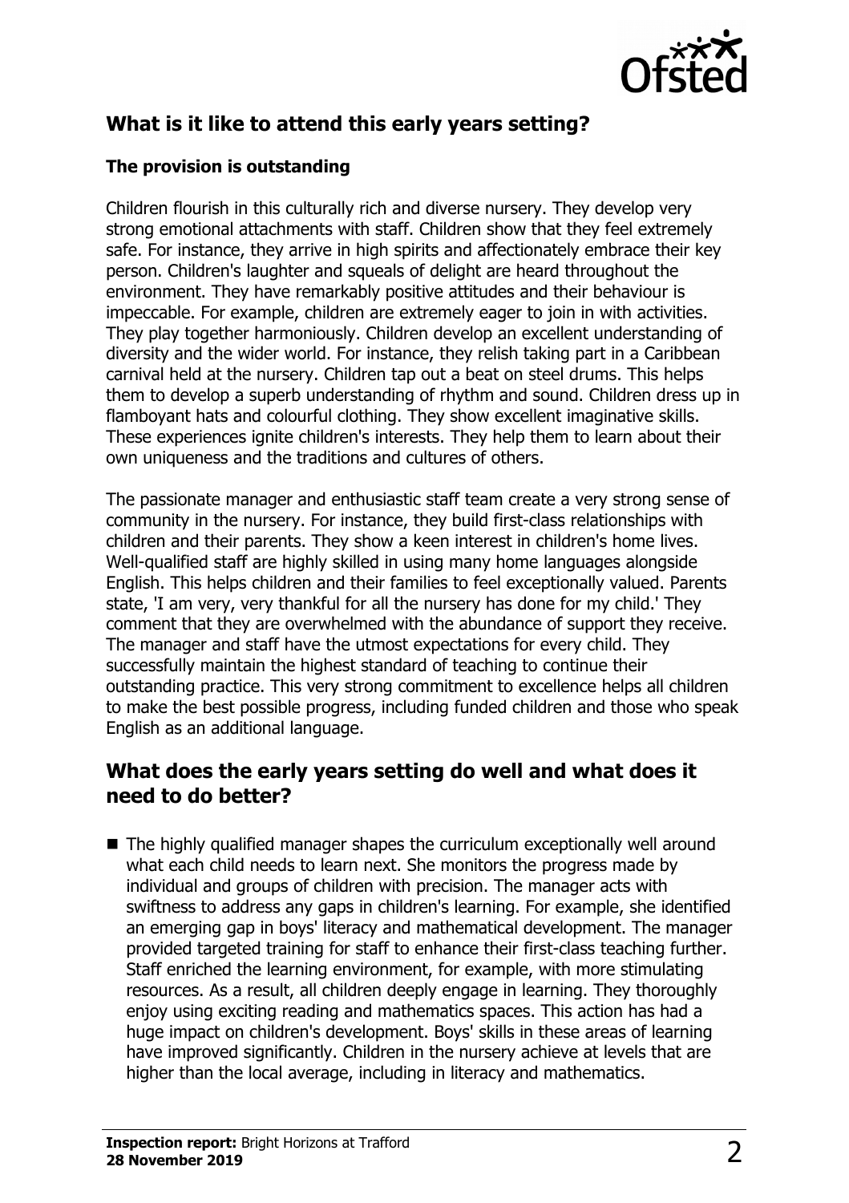## What is it like to attend this early years setting?

### The provision is outstanding

Children flourish in this culturally rich and diverse nursery. They develop very strong emotional attachments with staff. Children show that they feel extremely safe. For instance, they arrive in high spirits and affectionately embrace their key person. Children's laughter and squeals of delight are heard throughout the environment. They have remarkably positive attitudes and their behaviour is impeccable. For example, children are extremely eager to join in with activities. They play together harmoniously. Children develop an excellent understanding of diversity and the wider world. For instance, they relish taking part in a Caribbean carnival held at the nursery. Children tap out a beat on steel drums. This helps them to develop a superb understanding of rhythm and sound. Children dress up in flamboyant hats and colourful clothing. They show excellent imaginative skills. These experiences ignite children's interests. They help them to learn about their own uniqueness and the traditions and cultures of others.

The passionate manager and enthusiastic staff team create a very strong sense of community in the nursery. For instance, they build first-class relationships with children and their parents. They show a keen interest in children's home lives. Well-qualified staff are highly skilled in using many home languages alongside English. This helps children and their families to feel exceptionally valued. Parents state, 'I am very, very thankful for all the nursery has done for my child.' They comment that they are overwhelmed with the abundance of support they receive. The manager and staff have the utmost expectations for every child. They successfully maintain the highest standard of teaching to continue their outstanding practice. This very strong commitment to excellence helps all children to make the best possible progress, including funded children and those who speak English as an additional language.

## What does the early years setting do well and what does it need to do better?

- The highly qualified manager shapes the curriculum exceptionally well around what each child needs to learn next. She monitors the progress made by individual and groups of children with precision. The manager acts with swiftness to address any gaps in children's learning. For example, she identified an emerging gap in boys' literacy and mathematical development. The manager provided targeted training for staff to enhance their first-class teaching further. Staff enriched the learning environment, for example, with more stimulating resources. As a result, all children deeply engage in learning. They thoroughly enjoy using exciting reading and mathematics spaces. This action has had a huge impact on children's development. Boys' skills in these areas of learning have improved significantly. Children in the nursery achieve at levels that are higher than the local average, including in literacy and mathematics.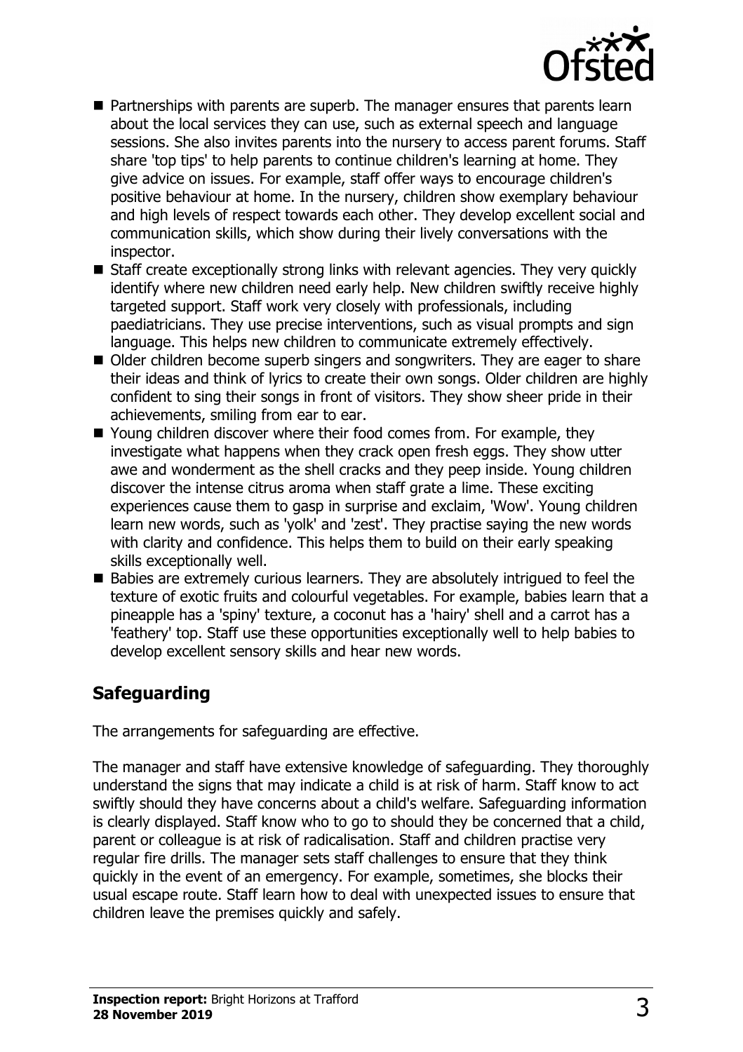- Partnerships with parents are superb. The manager ensures that parents learn about the local services they can use, such as external speech and language sessions. She also invites parents into the nursery to access parent forums. Staff share 'top tips' to help parents to continue children's learning at home. They give advice on issues. For example, staff offer ways to encourage children's positive behaviour at home. In the nursery, children show exemplary behaviour and high levels of respect towards each other. They develop excellent social and communication skills, which show during their lively conversations with the inspector.
- Staff create exceptionally strong links with relevant agencies. They very quickly identify where new children need early help. New children swiftly receive highly targeted support. Staff work very closely with professionals, including paediatricians. They use precise interventions, such as visual prompts and sign language. This helps new children to communicate extremely effectively.
- Older children become superb singers and songwriters. They are eager to share their ideas and think of lyrics to create their own songs. Older children are highly confident to sing their songs in front of visitors. They show sheer pride in their achievements, smiling from ear to ear.
- Young children discover where their food comes from. For example, they investigate what happens when they crack open fresh eggs. They show utter awe and wonderment as the shell cracks and they peep inside. Young children discover the intense citrus aroma when staff grate a lime. These exciting experiences cause them to gasp in surprise and exclaim, 'Wow'. Young children learn new words, such as 'yolk' and 'zest'. They practise saying the new words with clarity and confidence. This helps them to build on their early speaking skills exceptionally well.
- Babies are extremely curious learners. They are absolutely intrigued to feel the texture of exotic fruits and colourful vegetables. For example, babies learn that a pineapple has a 'spiny' texture, a coconut has a 'hairy' shell and a carrot has a 'feathery' top. Staff use these opportunities exceptionally well to help babies to develop excellent sensory skills and hear new words.

## Safeguarding

The arrangements for safeguarding are effective.

The manager and staff have extensive knowledge of safeguarding. They thoroughly understand the signs that may indicate a child is at risk of harm. Staff know to act swiftly should they have concerns about a child's welfare. Safeguarding information is clearly displayed. Staff know who to go to should they be concerned that a child, parent or colleague is at risk of radicalisation. Staff and children practise very regular fire drills. The manager sets staff challenges to ensure that they think quickly in the event of an emergency. For example, sometimes, she blocks their usual escape route. Staff learn how to deal with unexpected issues to ensure that children leave the premises quickly and safely.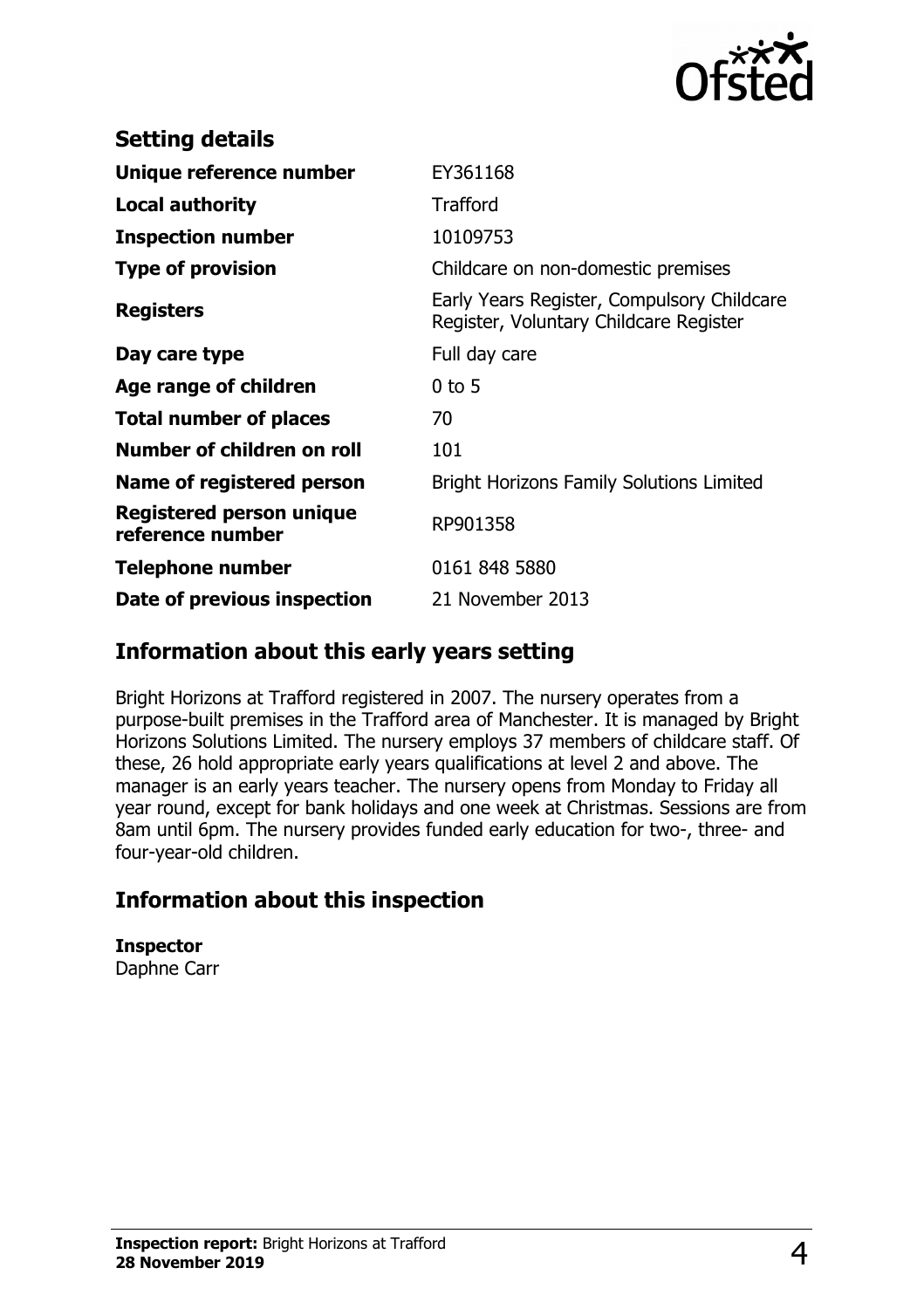## Setting details

| | |
|---|---|
| **Unique reference number** | EY361168 |
| **Local authority** | Trafford |
| **Inspection number** | 10109753 |
| **Type of provision** | Childcare on non-domestic premises |
| **Registers** | Early Years Register, Compulsory Childcare Register, Voluntary Childcare Register |
| **Day care type** | Full day care |
| **Age range of children** | 0 to 5 |
| **Total number of places** | 70 |
| **Number of children on roll** | 101 |
| **Name of registered person** | Bright Horizons Family Solutions Limited |
| **Registered person unique reference number** | RP901358 |
| **Telephone number** | 0161 848 5880 |
| **Date of previous inspection** | 21 November 2013 |

## Information about this early years setting

Bright Horizons at Trafford registered in 2007. The nursery operates from a purpose-built premises in the Trafford area of Manchester. It is managed by Bright Horizons Solutions Limited. The nursery employs 37 members of childcare staff. Of these, 26 hold appropriate early years qualifications at level 2 and above. The manager is an early years teacher. The nursery opens from Monday to Friday all year round, except for bank holidays and one week at Christmas. Sessions are from 8am until 6pm. The nursery provides funded early education for two-, three- and four-year-old children.

## Information about this inspection

**Inspector**
Daphne Carr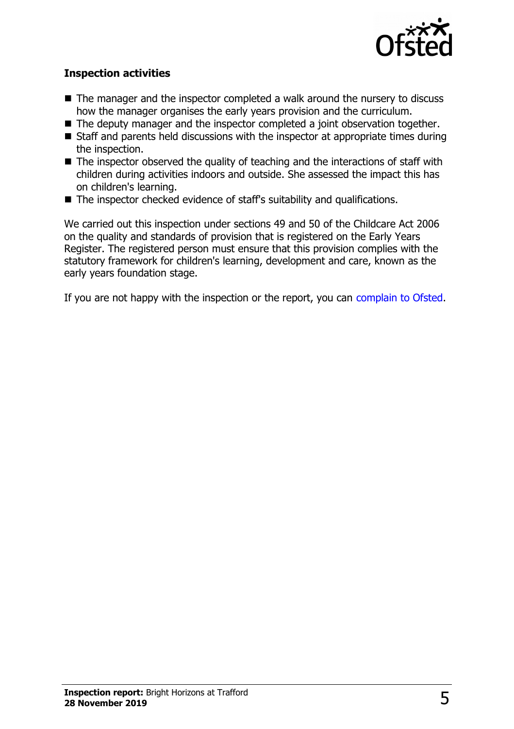### Inspection activities

- The manager and the inspector completed a walk around the nursery to discuss how the manager organises the early years provision and the curriculum.
- The deputy manager and the inspector completed a joint observation together.
- Staff and parents held discussions with the inspector at appropriate times during the inspection.
- The inspector observed the quality of teaching and the interactions of staff with children during activities indoors and outside. She assessed the impact this has on children's learning.
- The inspector checked evidence of staff's suitability and qualifications.

We carried out this inspection under sections 49 and 50 of the Childcare Act 2006 on the quality and standards of provision that is registered on the Early Years Register. The registered person must ensure that this provision complies with the statutory framework for children's learning, development and care, known as the early years foundation stage.

If you are not happy with the inspection or the report, you can complain to Ofsted.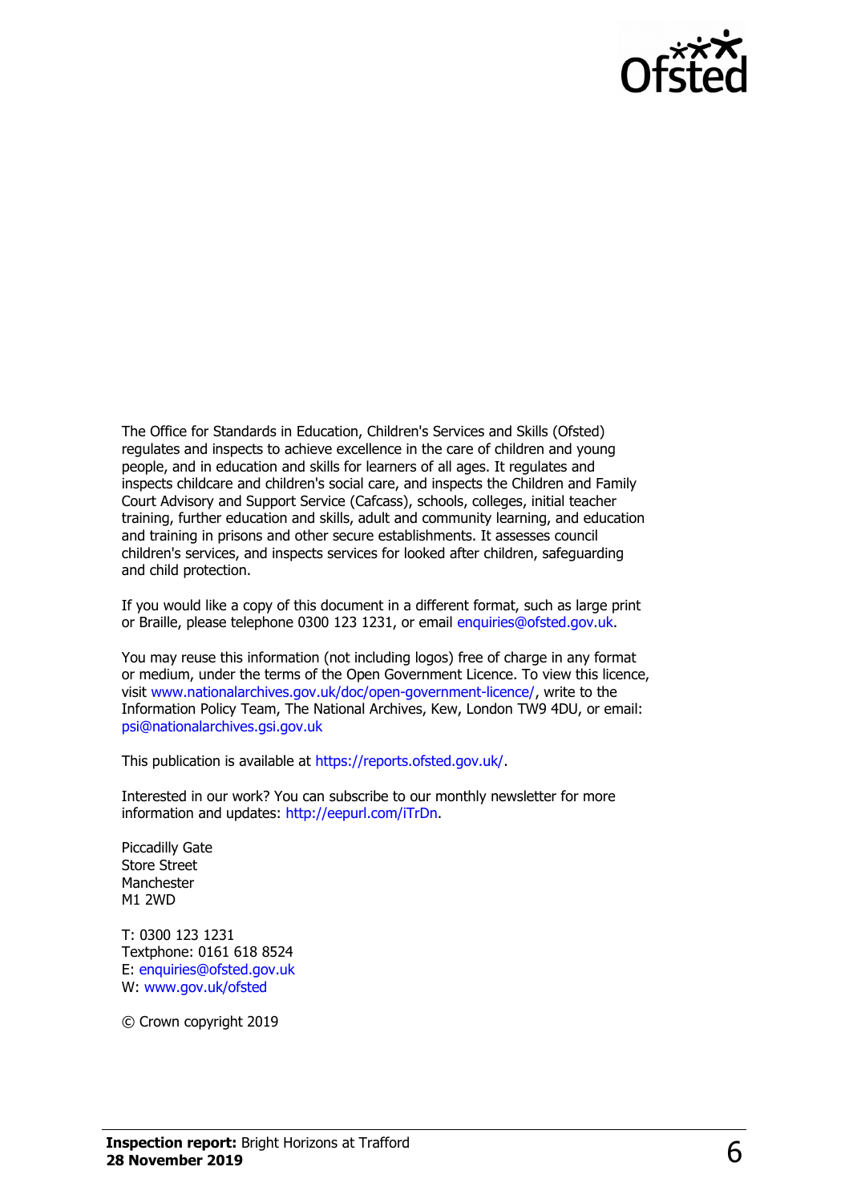The Office for Standards in Education, Children's Services and Skills (Ofsted) regulates and inspects to achieve excellence in the care of children and young people, and in education and skills for learners of all ages. It regulates and inspects childcare and children's social care, and inspects the Children and Family Court Advisory and Support Service (Cafcass), schools, colleges, initial teacher training, further education and skills, adult and community learning, and education and training in prisons and other secure establishments. It assesses council children's services, and inspects services for looked after children, safeguarding and child protection.

If you would like a copy of this document in a different format, such as large print or Braille, please telephone 0300 123 1231, or email enquiries@ofsted.gov.uk.

You may reuse this information (not including logos) free of charge in any format or medium, under the terms of the Open Government Licence. To view this licence, visit www.nationalarchives.gov.uk/doc/open-government-licence/, write to the Information Policy Team, The National Archives, Kew, London TW9 4DU, or email: psi@nationalarchives.gsi.gov.uk

This publication is available at https://reports.ofsted.gov.uk/.

Interested in our work? You can subscribe to our monthly newsletter for more information and updates: http://eepurl.com/iTrDn.

Piccadilly Gate
Store Street
Manchester
M1 2WD

T: 0300 123 1231
Textphone: 0161 618 8524
E: enquiries@ofsted.gov.uk
W: www.gov.uk/ofsted

© Crown copyright 2019